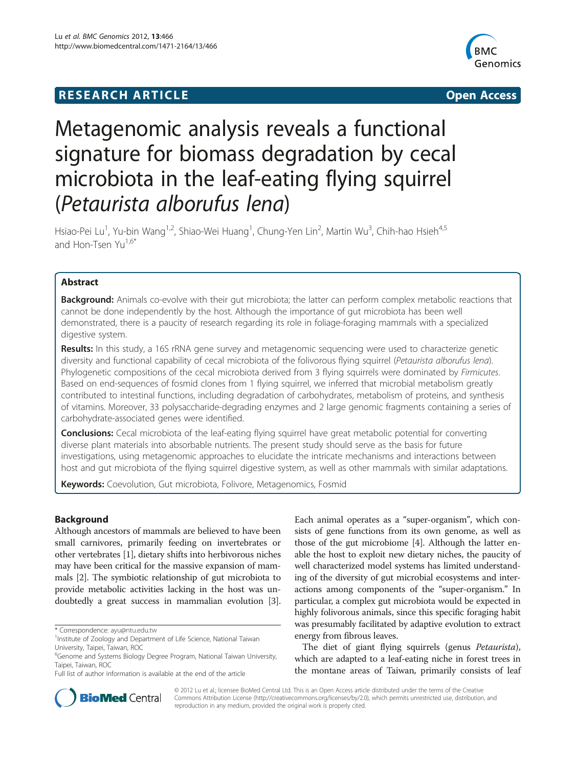**RESEARCH ARTICLE** **Open Access**

# Metagenomic analysis reveals a functional signature for biomass degradation by cecal microbiota in the leaf-eating flying squirrel (*Petaurista alborufus lena*)

Hsiao-Pei Lu[1], Yu-bin Wang[1,2], Shiao-Wei Huang[1], Chung-Yen Lin[2], Martin Wu[3], Chih-hao Hsieh[4,5] and Hon-Tsen Yu[1,6*]

## Abstract

**Background:** Animals co-evolve with their gut microbiota; the latter can perform complex metabolic reactions that cannot be done independently by the host. Although the importance of gut microbiota has been well demonstrated, there is a paucity of research regarding its role in foliage-foraging mammals with a specialized digestive system.

**Results:** In this study, a 16S rRNA gene survey and metagenomic sequencing were used to characterize genetic diversity and functional capability of cecal microbiota of the folivorous flying squirrel (*Petaurista alborufus lena*). Phylogenetic compositions of the cecal microbiota derived from 3 flying squirrels were dominated by *Firmicutes*. Based on end-sequences of fosmid clones from 1 flying squirrel, we inferred that microbial metabolism greatly contributed to intestinal functions, including degradation of carbohydrates, metabolism of proteins, and synthesis of vitamins. Moreover, 33 polysaccharide-degrading enzymes and 2 large genomic fragments containing a series of carbohydrate-associated genes were identified.

**Conclusions:** Cecal microbiota of the leaf-eating flying squirrel have great metabolic potential for converting diverse plant materials into absorbable nutrients. The present study should serve as the basis for future investigations, using metagenomic approaches to elucidate the intricate mechanisms and interactions between host and gut microbiota of the flying squirrel digestive system, as well as other mammals with similar adaptations.

**Keywords:** Coevolution, Gut microbiota, Folivore, Metagenomics, Fosmid

## Background

Although ancestors of mammals are believed to have been small carnivores, primarily feeding on invertebrates or other vertebrates [1], dietary shifts into herbivorous niches may have been critical for the massive expansion of mammals [2]. The symbiotic relationship of gut microbiota to provide metabolic activities lacking in the host was undoubtedly a great success in mammalian evolution [3]. Each animal operates as a "super-organism", which consists of gene functions from its own genome, as well as those of the gut microbiome [4]. Although the latter enable the host to exploit new dietary niches, the paucity of well characterized model systems has limited understanding of the diversity of gut microbial ecosystems and interactions among components of the "super-organism." In particular, a complex gut microbiota would be expected in highly folivorous animals, since this specific foraging habit was presumably facilitated by adaptive evolution to extract energy from fibrous leaves.

The diet of giant flying squirrels (genus *Petaurista*), which are adapted to a leaf-eating niche in forest trees in the montane areas of Taiwan, primarily consists of leaf

\* Correspondence: ayu@ntu.edu.tw
[1]Institute of Zoology and Department of Life Science, National Taiwan University, Taipei, Taiwan, ROC
[6]Genome and Systems Biology Degree Program, National Taiwan University, Taipei, Taiwan, ROC
Full list of author information is available at the end of the article

© 2012 Lu et al.; licensee BioMed Central Ltd. This is an Open Access article distributed under the terms of the Creative Commons Attribution License (http://creativecommons.org/licenses/by/2.0), which permits unrestricted use, distribution, and reproduction in any medium, provided the original work is properly cited.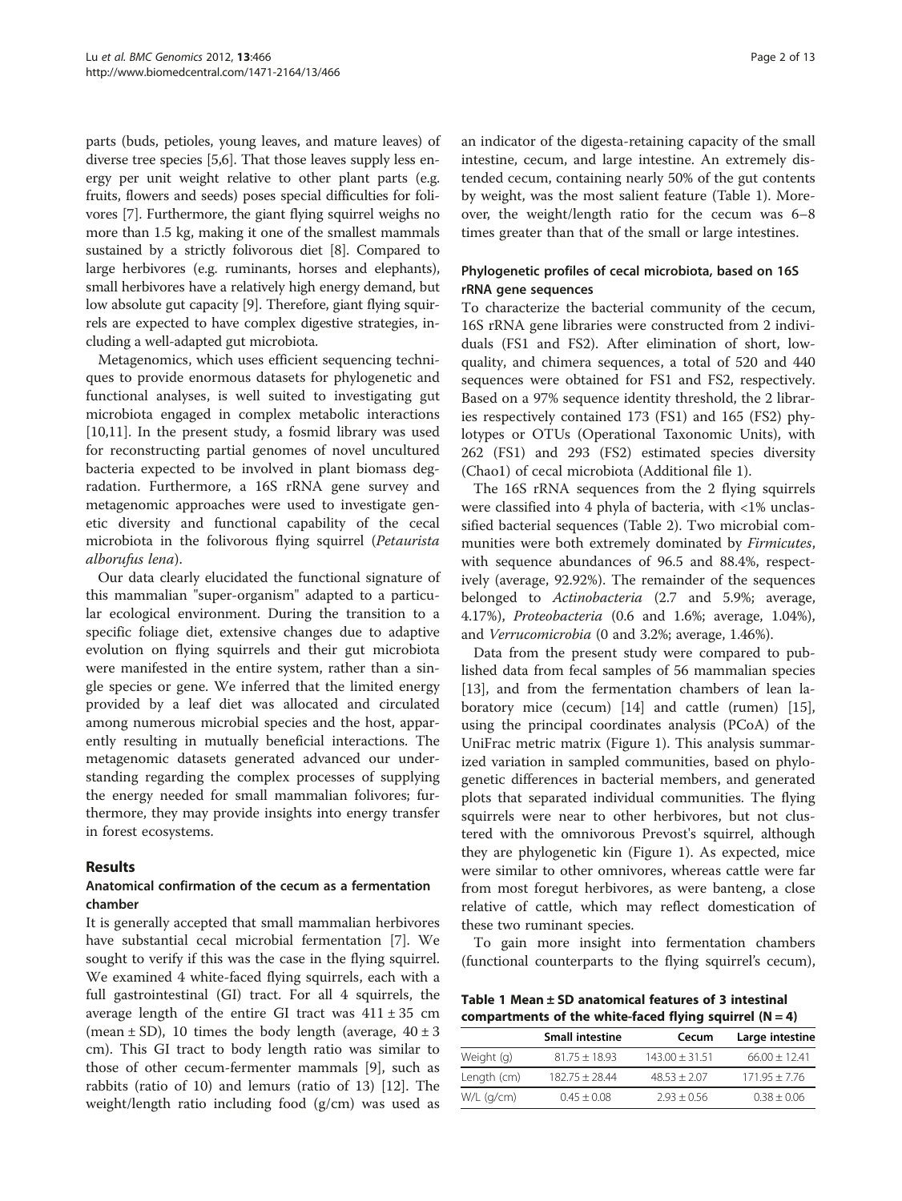parts (buds, petioles, young leaves, and mature leaves) of diverse tree species [5,6]. That those leaves supply less energy per unit weight relative to other plant parts (e.g. fruits, flowers and seeds) poses special difficulties for folivores [7]. Furthermore, the giant flying squirrel weighs no more than 1.5 kg, making it one of the smallest mammals sustained by a strictly folivorous diet [8]. Compared to large herbivores (e.g. ruminants, horses and elephants), small herbivores have a relatively high energy demand, but low absolute gut capacity [9]. Therefore, giant flying squirrels are expected to have complex digestive strategies, including a well-adapted gut microbiota.

Metagenomics, which uses efficient sequencing techniques to provide enormous datasets for phylogenetic and functional analyses, is well suited to investigating gut microbiota engaged in complex metabolic interactions [10,11]. In the present study, a fosmid library was used for reconstructing partial genomes of novel uncultured bacteria expected to be involved in plant biomass degradation. Furthermore, a 16S rRNA gene survey and metagenomic approaches were used to investigate genetic diversity and functional capability of the cecal microbiota in the folivorous flying squirrel (*Petaurista alborufus lena*).

Our data clearly elucidated the functional signature of this mammalian "super-organism" adapted to a particular ecological environment. During the transition to a specific foliage diet, extensive changes due to adaptive evolution on flying squirrels and their gut microbiota were manifested in the entire system, rather than a single species or gene. We inferred that the limited energy provided by a leaf diet was allocated and circulated among numerous microbial species and the host, apparently resulting in mutually beneficial interactions. The metagenomic datasets generated advanced our understanding regarding the complex processes of supplying the energy needed for small mammalian folivores; furthermore, they may provide insights into energy transfer in forest ecosystems.

## Results

### Anatomical confirmation of the cecum as a fermentation chamber

It is generally accepted that small mammalian herbivores have substantial cecal microbial fermentation [7]. We sought to verify if this was the case in the flying squirrel. We examined 4 white-faced flying squirrels, each with a full gastrointestinal (GI) tract. For all 4 squirrels, the average length of the entire GI tract was 411 ± 35 cm (mean ± SD), 10 times the body length (average, 40 ± 3 cm). This GI tract to body length ratio was similar to those of other cecum-fermenter mammals [9], such as rabbits (ratio of 10) and lemurs (ratio of 13) [12]. The weight/length ratio including food (g/cm) was used as an indicator of the digesta-retaining capacity of the small intestine, cecum, and large intestine. An extremely distended cecum, containing nearly 50% of the gut contents by weight, was the most salient feature (Table 1). Moreover, the weight/length ratio for the cecum was 6–8 times greater than that of the small or large intestines.

### Phylogenetic profiles of cecal microbiota, based on 16S rRNA gene sequences

To characterize the bacterial community of the cecum, 16S rRNA gene libraries were constructed from 2 individuals (FS1 and FS2). After elimination of short, low-quality, and chimera sequences, a total of 520 and 440 sequences were obtained for FS1 and FS2, respectively. Based on a 97% sequence identity threshold, the 2 libraries respectively contained 173 (FS1) and 165 (FS2) phylotypes or OTUs (Operational Taxonomic Units), with 262 (FS1) and 293 (FS2) estimated species diversity (Chao1) of cecal microbiota (Additional file 1).

The 16S rRNA sequences from the 2 flying squirrels were classified into 4 phyla of bacteria, with <1% unclassified bacterial sequences (Table 2). Two microbial communities were both extremely dominated by *Firmicutes*, with sequence abundances of 96.5 and 88.4%, respectively (average, 92.92%). The remainder of the sequences belonged to *Actinobacteria* (2.7 and 5.9%; average, 4.17%), *Proteobacteria* (0.6 and 1.6%; average, 1.04%), and *Verrucomicrobia* (0 and 3.2%; average, 1.46%).

Data from the present study were compared to published data from fecal samples of 56 mammalian species [13], and from the fermentation chambers of lean laboratory mice (cecum) [14] and cattle (rumen) [15], using the principal coordinates analysis (PCoA) of the UniFrac metric matrix (Figure 1). This analysis summarized variation in sampled communities, based on phylogenetic differences in bacterial members, and generated plots that separated individual communities. The flying squirrels were near to other herbivores, but not clustered with the omnivorous Prevost's squirrel, although they are phylogenetic kin (Figure 1). As expected, mice were similar to other omnivores, whereas cattle were far from most foregut herbivores, as were banteng, a close relative of cattle, which may reflect domestication of these two ruminant species.

To gain more insight into fermentation chambers (functional counterparts to the flying squirrel's cecum),

**Table 1 Mean ± SD anatomical features of 3 intestinal compartments of the white-faced flying squirrel (N = 4)**

| | Small intestine | Cecum | Large intestine |
|---|---|---|---|
| Weight (g) | 81.75 ± 18.93 | 143.00 ± 31.51 | 66.00 ± 12.41 |
| Length (cm) | 182.75 ± 28.44 | 48.53 ± 2.07 | 171.95 ± 7.76 |
| W/L (g/cm) | 0.45 ± 0.08 | 2.93 ± 0.56 | 0.38 ± 0.06 |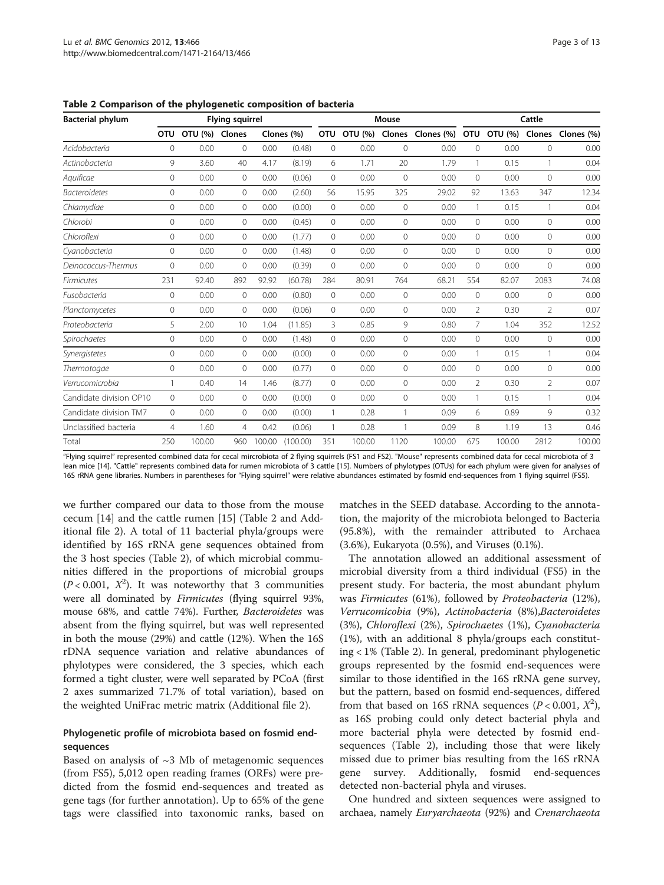**Table 2 Comparison of the phylogenetic composition of bacteria**

| Bacterial phylum | Flying squirrel | | | | | Mouse | | | | Cattle | | | |
|---|---|---|---|---|---|---|---|---|---|---|---|---|---|
| | OTU | OTU (%) | Clones | Clones (%) | | OTU | OTU (%) | Clones | Clones (%) | OTU | OTU (%) | Clones | Clones (%) |
| *Acidobacteria* | 0 | 0.00 | 0 | 0.00 | (0.48) | 0 | 0.00 | 0 | 0.00 | 0 | 0.00 | 0 | 0.00 |
| *Actinobacteria* | 9 | 3.60 | 40 | 4.17 | (8.19) | 6 | 1.71 | 20 | 1.79 | 1 | 0.15 | 1 | 0.04 |
| *Aquificae* | 0 | 0.00 | 0 | 0.00 | (0.06) | 0 | 0.00 | 0 | 0.00 | 0 | 0.00 | 0 | 0.00 |
| *Bacteroidetes* | 0 | 0.00 | 0 | 0.00 | (2.60) | 56 | 15.95 | 325 | 29.02 | 92 | 13.63 | 347 | 12.34 |
| *Chlamydiae* | 0 | 0.00 | 0 | 0.00 | (0.00) | 0 | 0.00 | 0 | 0.00 | 1 | 0.15 | 1 | 0.04 |
| *Chlorobi* | 0 | 0.00 | 0 | 0.00 | (0.45) | 0 | 0.00 | 0 | 0.00 | 0 | 0.00 | 0 | 0.00 |
| *Chloroflexi* | 0 | 0.00 | 0 | 0.00 | (1.77) | 0 | 0.00 | 0 | 0.00 | 0 | 0.00 | 0 | 0.00 |
| *Cyanobacteria* | 0 | 0.00 | 0 | 0.00 | (1.48) | 0 | 0.00 | 0 | 0.00 | 0 | 0.00 | 0 | 0.00 |
| *Deinococcus-Thermus* | 0 | 0.00 | 0 | 0.00 | (0.39) | 0 | 0.00 | 0 | 0.00 | 0 | 0.00 | 0 | 0.00 |
| *Firmicutes* | 231 | 92.40 | 892 | 92.92 | (60.78) | 284 | 80.91 | 764 | 68.21 | 554 | 82.07 | 2083 | 74.08 |
| *Fusobacteria* | 0 | 0.00 | 0 | 0.00 | (0.80) | 0 | 0.00 | 0 | 0.00 | 0 | 0.00 | 0 | 0.00 |
| *Planctomycetes* | 0 | 0.00 | 0 | 0.00 | (0.06) | 0 | 0.00 | 0 | 0.00 | 2 | 0.30 | 2 | 0.07 |
| *Proteobacteria* | 5 | 2.00 | 10 | 1.04 | (11.85) | 3 | 0.85 | 9 | 0.80 | 7 | 1.04 | 352 | 12.52 |
| *Spirochaetes* | 0 | 0.00 | 0 | 0.00 | (1.48) | 0 | 0.00 | 0 | 0.00 | 0 | 0.00 | 0 | 0.00 |
| *Synergistetes* | 0 | 0.00 | 0 | 0.00 | (0.00) | 0 | 0.00 | 0 | 0.00 | 1 | 0.15 | 1 | 0.04 |
| *Thermotogae* | 0 | 0.00 | 0 | 0.00 | (0.77) | 0 | 0.00 | 0 | 0.00 | 0 | 0.00 | 0 | 0.00 |
| *Verrucomicrobia* | 1 | 0.40 | 14 | 1.46 | (8.77) | 0 | 0.00 | 0 | 0.00 | 2 | 0.30 | 2 | 0.07 |
| Candidate division OP10 | 0 | 0.00 | 0 | 0.00 | (0.00) | 0 | 0.00 | 0 | 0.00 | 1 | 0.15 | 1 | 0.04 |
| Candidate division TM7 | 0 | 0.00 | 0 | 0.00 | (0.00) | 1 | 0.28 | 1 | 0.09 | 6 | 0.89 | 9 | 0.32 |
| Unclassified bacteria | 4 | 1.60 | 4 | 0.42 | (0.06) | 1 | 0.28 | 1 | 0.09 | 8 | 1.19 | 13 | 0.46 |
| Total | 250 | 100.00 | 960 | 100.00 | (100.00) | 351 | 100.00 | 1120 | 100.00 | 675 | 100.00 | 2812 | 100.00 |

"Flying squirrel" represented combined data for cecal mircrobiota of 2 flying squirrels (FS1 and FS2). "Mouse" represents combined data for cecal microbiota of 3 lean mice [14]. "Cattle" represents combined data for rumen microbiota of 3 cattle [15]. Numbers of phylotypes (OTUs) for each phylum were given for analyses of 16S rRNA gene libraries. Numbers in parentheses for "Flying squirrel" were relative abundances estimated by fosmid end-sequences from 1 flying squirrel (FS5).

we further compared our data to those from the mouse cecum [14] and the cattle rumen [15] (Table 2 and Additional file 2). A total of 11 bacterial phyla/groups were identified by 16S rRNA gene sequences obtained from the 3 host species (Table 2), of which microbial communities differed in the proportions of microbial groups ($P < 0.001$, $X^2$). It was noteworthy that 3 communities were all dominated by *Firmicutes* (flying squirrel 93%, mouse 68%, and cattle 74%). Further, *Bacteroidetes* was absent from the flying squirrel, but was well represented in both the mouse (29%) and cattle (12%). When the 16S rDNA sequence variation and relative abundances of phylotypes were considered, the 3 species, which each formed a tight cluster, were well separated by PCoA (first 2 axes summarized 71.7% of total variation), based on the weighted UniFrac metric matrix (Additional file 2).

### Phylogenetic profile of microbiota based on fosmid end-sequences

Based on analysis of ~3 Mb of metagenomic sequences (from FS5), 5,012 open reading frames (ORFs) were predicted from the fosmid end-sequences and treated as gene tags (for further annotation). Up to 65% of the gene tags were classified into taxonomic ranks, based on matches in the SEED database. According to the annotation, the majority of the microbiota belonged to Bacteria (95.8%), with the remainder attributed to Archaea (3.6%), Eukaryota (0.5%), and Viruses (0.1%).

The annotation allowed an additional assessment of microbial diversity from a third individual (FS5) in the present study. For bacteria, the most abundant phylum was *Firmicutes* (61%), followed by *Proteobacteria* (12%), *Verrucomicobia* (9%), *Actinobacteria* (8%),*Bacteroidetes* (3%), *Chloroflexi* (2%), *Spirochaetes* (1%), *Cyanobacteria* (1%), with an additional 8 phyla/groups each constituting < 1% (Table 2). In general, predominant phylogenetic groups represented by the fosmid end-sequences were similar to those identified in the 16S rRNA gene survey, but the pattern, based on fosmid end-sequences, differed from that based on 16S rRNA sequences ($P < 0.001$, $X^2$), as 16S probing could only detect bacterial phyla and more bacterial phyla were detected by fosmid end-sequences (Table 2), including those that were likely missed due to primer bias resulting from the 16S rRNA gene survey. Additionally, fosmid end-sequences detected non-bacterial phyla and viruses.

One hundred and sixteen sequences were assigned to archaea, namely *Euryarchaeota* (92%) and *Crenarchaeota*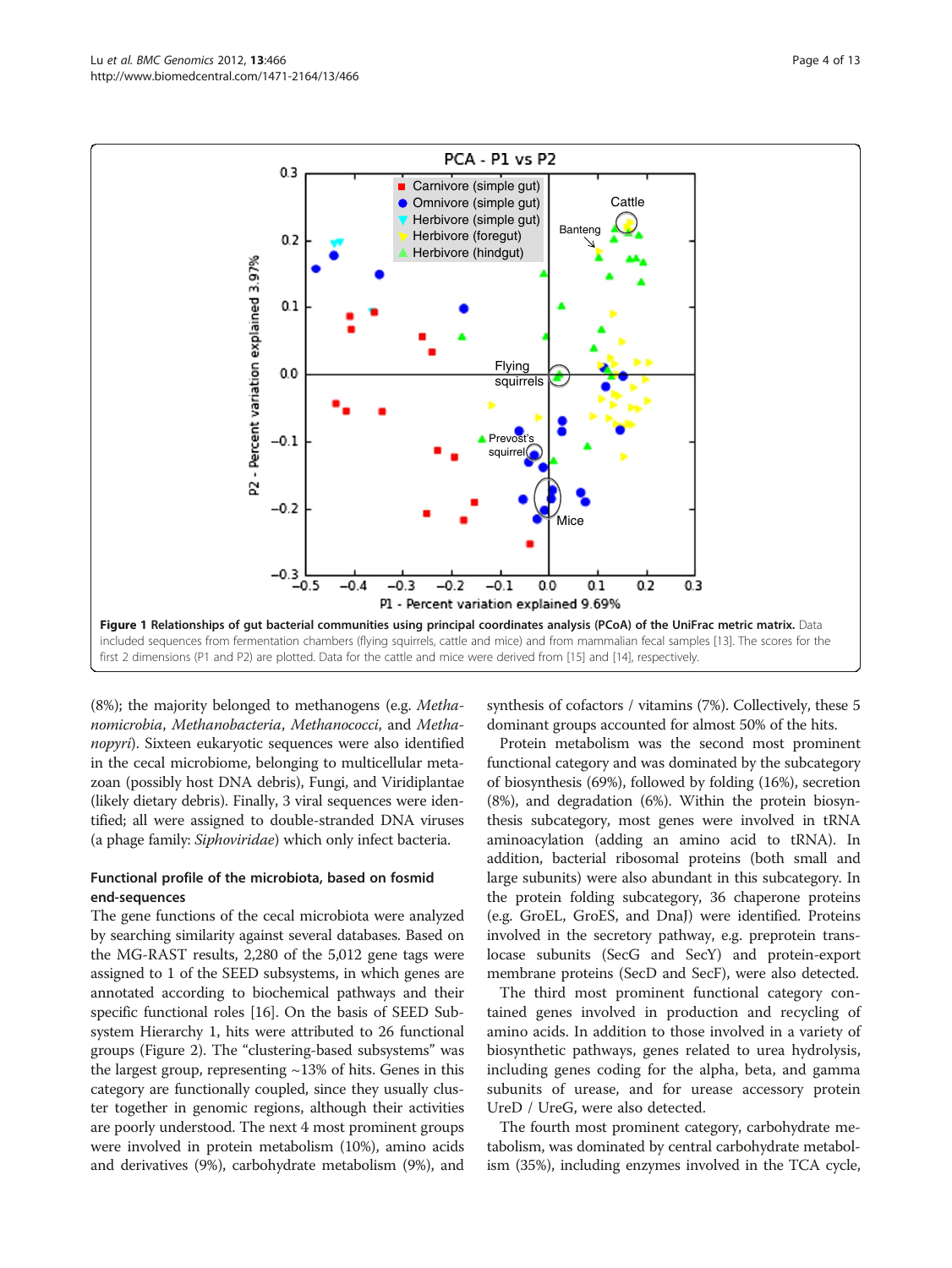**Figure 1 Relationships of gut bacterial communities using principal coordinates analysis (PCoA) of the UniFrac metric matrix.** Data included sequences from fermentation chambers (flying squirrels, cattle and mice) and from mammalian fecal samples [13]. The scores for the first 2 dimensions (P1 and P2) are plotted. Data for the cattle and mice were derived from [15] and [14], respectively.

(8%); the majority belonged to methanogens (e.g. *Methanomicrobia*, *Methanobacteria*, *Methanococci*, and *Methanopyri*). Sixteen eukaryotic sequences were also identified in the cecal microbiome, belonging to multicellular metazoan (possibly host DNA debris), Fungi, and Viridiplantae (likely dietary debris). Finally, 3 viral sequences were identified; all were assigned to double-stranded DNA viruses (a phage family: *Siphoviridae*) which only infect bacteria.

### Functional profile of the microbiota, based on fosmid end-sequences

The gene functions of the cecal microbiota were analyzed by searching similarity against several databases. Based on the MG-RAST results, 2,280 of the 5,012 gene tags were assigned to 1 of the SEED subsystems, in which genes are annotated according to biochemical pathways and their specific functional roles [16]. On the basis of SEED Subsystem Hierarchy 1, hits were attributed to 26 functional groups (Figure 2). The "clustering-based subsystems" was the largest group, representing ~13% of hits. Genes in this category are functionally coupled, since they usually cluster together in genomic regions, although their activities are poorly understood. The next 4 most prominent groups were involved in protein metabolism (10%), amino acids and derivatives (9%), carbohydrate metabolism (9%), and synthesis of cofactors / vitamins (7%). Collectively, these 5 dominant groups accounted for almost 50% of the hits.

Protein metabolism was the second most prominent functional category and was dominated by the subcategory of biosynthesis (69%), followed by folding (16%), secretion (8%), and degradation (6%). Within the protein biosynthesis subcategory, most genes were involved in tRNA aminoacylation (adding an amino acid to tRNA). In addition, bacterial ribosomal proteins (both small and large subunits) were also abundant in this subcategory. In the protein folding subcategory, 36 chaperone proteins (e.g. GroEL, GroES, and DnaJ) were identified. Proteins involved in the secretory pathway, e.g. preprotein translocase subunits (SecG and SecY) and protein-export membrane proteins (SecD and SecF), were also detected.

The third most prominent functional category contained genes involved in production and recycling of amino acids. In addition to those involved in a variety of biosynthetic pathways, genes related to urea hydrolysis, including genes coding for the alpha, beta, and gamma subunits of urease, and for urease accessory protein UreD / UreG, were also detected.

The fourth most prominent category, carbohydrate metabolism, was dominated by central carbohydrate metabolism (35%), including enzymes involved in the TCA cycle,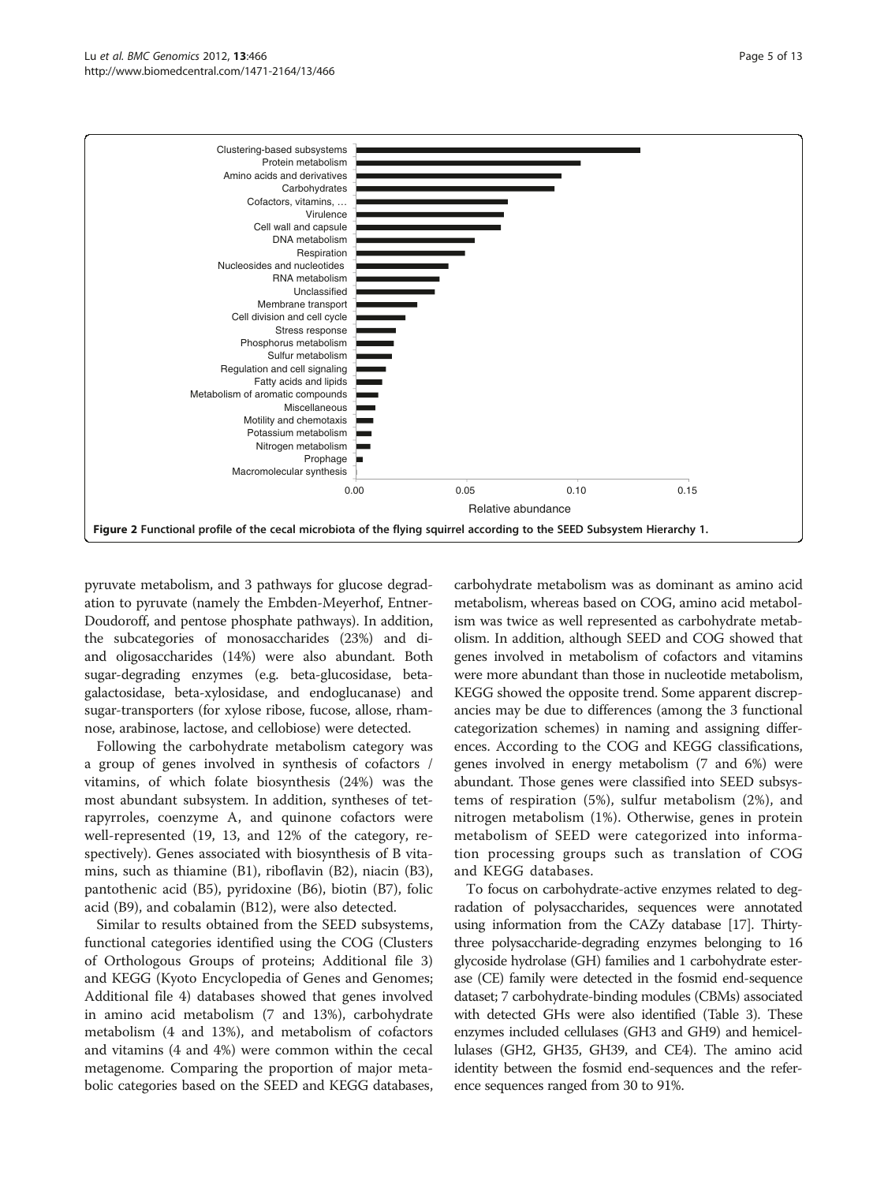Figure 2 Functional profile of the cecal microbiota of the flying squirrel according to the SEED Subsystem Hierarchy 1.

pyruvate metabolism, and 3 pathways for glucose degradation to pyruvate (namely the Embden-Meyerhof, Entner-Doudoroff, and pentose phosphate pathways). In addition, the subcategories of monosaccharides (23%) and di- and oligosaccharides (14%) were also abundant. Both sugar-degrading enzymes (e.g. beta-glucosidase, beta-galactosidase, beta-xylosidase, and endoglucanase) and sugar-transporters (for xylose ribose, fucose, allose, rhamnose, arabinose, lactose, and cellobiose) were detected.

Following the carbohydrate metabolism category was a group of genes involved in synthesis of cofactors / vitamins, of which folate biosynthesis (24%) was the most abundant subsystem. In addition, syntheses of tetrapyrroles, coenzyme A, and quinone cofactors were well-represented (19, 13, and 12% of the category, respectively). Genes associated with biosynthesis of B vitamins, such as thiamine (B1), riboflavin (B2), niacin (B3), pantothenic acid (B5), pyridoxine (B6), biotin (B7), folic acid (B9), and cobalamin (B12), were also detected.

Similar to results obtained from the SEED subsystems, functional categories identified using the COG (Clusters of Orthologous Groups of proteins; Additional file 3) and KEGG (Kyoto Encyclopedia of Genes and Genomes; Additional file 4) databases showed that genes involved in amino acid metabolism (7 and 13%), carbohydrate metabolism (4 and 13%), and metabolism of cofactors and vitamins (4 and 4%) were common within the cecal metagenome. Comparing the proportion of major metabolic categories based on the SEED and KEGG databases, carbohydrate metabolism was as dominant as amino acid metabolism, whereas based on COG, amino acid metabolism was twice as well represented as carbohydrate metabolism. In addition, although SEED and COG showed that genes involved in metabolism of cofactors and vitamins were more abundant than those in nucleotide metabolism, KEGG showed the opposite trend. Some apparent discrepancies may be due to differences (among the 3 functional categorization schemes) in naming and assigning differences. According to the COG and KEGG classifications, genes involved in energy metabolism (7 and 6%) were abundant. Those genes were classified into SEED subsystems of respiration (5%), sulfur metabolism (2%), and nitrogen metabolism (1%). Otherwise, genes in protein metabolism of SEED were categorized into information processing groups such as translation of COG and KEGG databases.

To focus on carbohydrate-active enzymes related to degradation of polysaccharides, sequences were annotated using information from the CAZy database [17]. Thirty-three polysaccharide-degrading enzymes belonging to 16 glycoside hydrolase (GH) families and 1 carbohydrate esterase (CE) family were detected in the fosmid end-sequence dataset; 7 carbohydrate-binding modules (CBMs) associated with detected GHs were also identified (Table 3). These enzymes included cellulases (GH3 and GH9) and hemicellulases (GH2, GH35, GH39, and CE4). The amino acid identity between the fosmid end-sequences and the reference sequences ranged from 30 to 91%.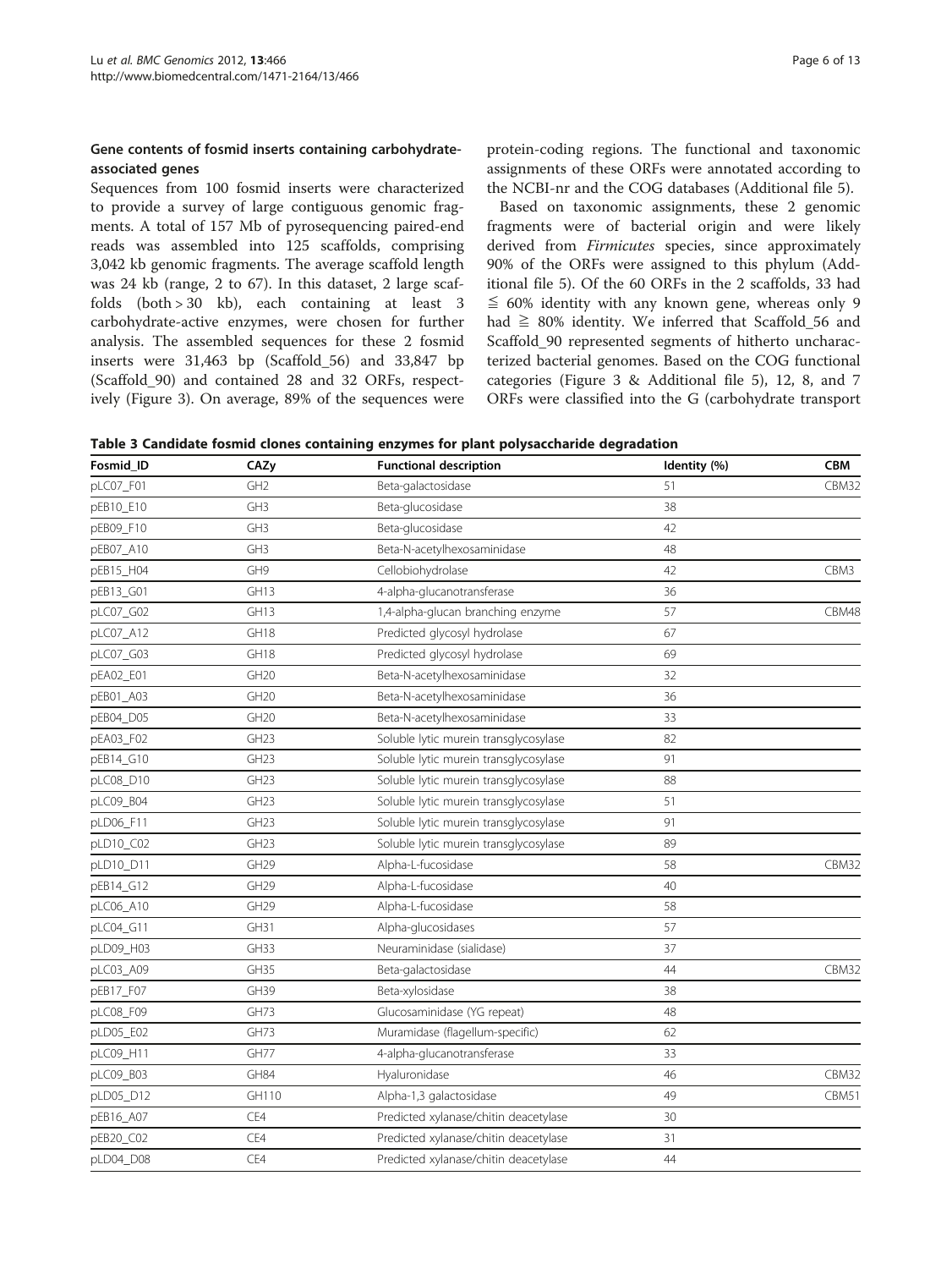### Gene contents of fosmid inserts containing carbohydrate-associated genes

Sequences from 100 fosmid inserts were characterized to provide a survey of large contiguous genomic fragments. A total of 157 Mb of pyrosequencing paired-end reads was assembled into 125 scaffolds, comprising 3,042 kb genomic fragments. The average scaffold length was 24 kb (range, 2 to 67). In this dataset, 2 large scaffolds (both > 30 kb), each containing at least 3 carbohydrate-active enzymes, were chosen for further analysis. The assembled sequences for these 2 fosmid inserts were 31,463 bp (Scaffold_56) and 33,847 bp (Scaffold_90) and contained 28 and 32 ORFs, respectively (Figure 3). On average, 89% of the sequences were protein-coding regions. The functional and taxonomic assignments of these ORFs were annotated according to the NCBI-nr and the COG databases (Additional file 5).

Based on taxonomic assignments, these 2 genomic fragments were of bacterial origin and were likely derived from *Firmicutes* species, since approximately 90% of the ORFs were assigned to this phylum (Additional file 5). Of the 60 ORFs in the 2 scaffolds, 33 had ≦ 60% identity with any known gene, whereas only 9 had ≧ 80% identity. We inferred that Scaffold_56 and Scaffold_90 represented segments of hitherto uncharacterized bacterial genomes. Based on the COG functional categories (Figure 3 & Additional file 5), 12, 8, and 7 ORFs were classified into the G (carbohydrate transport

**Table 3 Candidate fosmid clones containing enzymes for plant polysaccharide degradation**

| Fosmid_ID | CAZy | Functional description | Identity (%) | CBM |
|---|---|---|---|---|
| pLC07_F01 | GH2 | Beta-galactosidase | 51 | CBM32 |
| pEB10_E10 | GH3 | Beta-glucosidase | 38 | |
| pEB09_F10 | GH3 | Beta-glucosidase | 42 | |
| pEB07_A10 | GH3 | Beta-N-acetylhexosaminidase | 48 | |
| pEB15_H04 | GH9 | Cellobiohydrolase | 42 | CBM3 |
| pEB13_G01 | GH13 | 4-alpha-glucanotransferase | 36 | |
| pLC07_G02 | GH13 | 1,4-alpha-glucan branching enzyme | 57 | CBM48 |
| pLC07_A12 | GH18 | Predicted glycosyl hydrolase | 67 | |
| pLC07_G03 | GH18 | Predicted glycosyl hydrolase | 69 | |
| pEA02_E01 | GH20 | Beta-N-acetylhexosaminidase | 32 | |
| pEB01_A03 | GH20 | Beta-N-acetylhexosaminidase | 36 | |
| pEB04_D05 | GH20 | Beta-N-acetylhexosaminidase | 33 | |
| pEA03_F02 | GH23 | Soluble lytic murein transglycosylase | 82 | |
| pEB14_G10 | GH23 | Soluble lytic murein transglycosylase | 91 | |
| pLC08_D10 | GH23 | Soluble lytic murein transglycosylase | 88 | |
| pLC09_B04 | GH23 | Soluble lytic murein transglycosylase | 51 | |
| pLD06_F11 | GH23 | Soluble lytic murein transglycosylase | 91 | |
| pLD10_C02 | GH23 | Soluble lytic murein transglycosylase | 89 | |
| pLD10_D11 | GH29 | Alpha-L-fucosidase | 58 | CBM32 |
| pEB14_G12 | GH29 | Alpha-L-fucosidase | 40 | |
| pLC06_A10 | GH29 | Alpha-L-fucosidase | 58 | |
| pLC04_G11 | GH31 | Alpha-glucosidases | 57 | |
| pLD09_H03 | GH33 | Neuraminidase (sialidase) | 37 | |
| pLC03_A09 | GH35 | Beta-galactosidase | 44 | CBM32 |
| pEB17_F07 | GH39 | Beta-xylosidase | 38 | |
| pLC08_F09 | GH73 | Glucosaminidase (YG repeat) | 48 | |
| pLD05_E02 | GH73 | Muramidase (flagellum-specific) | 62 | |
| pLC09_H11 | GH77 | 4-alpha-glucanotransferase | 33 | |
| pLC09_B03 | GH84 | Hyaluronidase | 46 | CBM32 |
| pLD05_D12 | GH110 | Alpha-1,3 galactosidase | 49 | CBM51 |
| pEB16_A07 | CE4 | Predicted xylanase/chitin deacetylase | 30 | |
| pEB20_C02 | CE4 | Predicted xylanase/chitin deacetylase | 31 | |
| pLD04_D08 | CE4 | Predicted xylanase/chitin deacetylase | 44 | |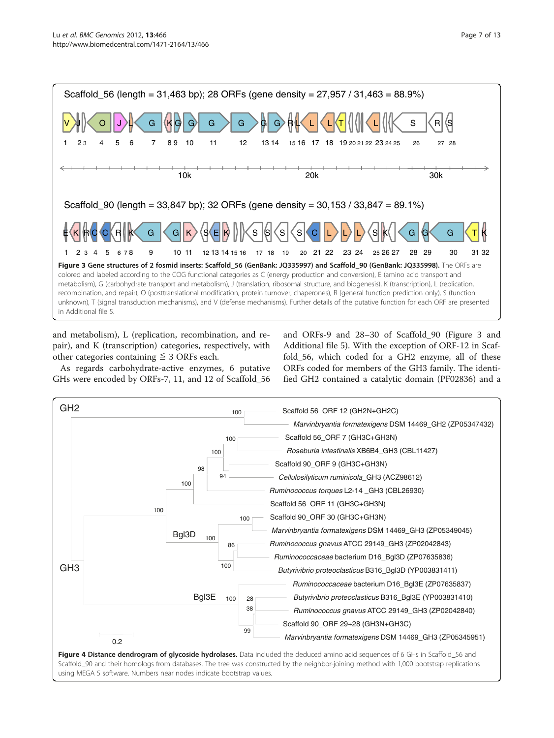**Figure 3 Gene structures of 2 fosmid inserts: Scaffold_56 (GenBank: JQ335997) and Scaffold_90 (GenBank: JQ335998).** The ORFs are colored and labeled according to the COG functional categories as C (energy production and conversion), E (amino acid transport and metabolism), G (carbohydrate transport and metabolism), J (translation, ribosomal structure, and biogenesis), K (transcription), L (replication, recombination, and repair), O (posttranslational modification, protein turnover, chaperones), R (general function prediction only), S (function unknown), T (signal transduction mechanisms), and V (defense mechanisms). Further details of the putative function for each ORF are presented in Additional file 5.

and metabolism), L (replication, recombination, and repair), and K (transcription) categories, respectively, with other categories containing ≦ 3 ORFs each.

As regards carbohydrate-active enzymes, 6 putative GHs were encoded by ORFs-7, 11, and 12 of Scaffold_56 and ORFs-9 and 28–30 of Scaffold_90 (Figure 3 and Additional file 5). With the exception of ORF-12 in Scaffold_56, which coded for a GH2 enzyme, all of these ORFs coded for members of the GH3 family. The identified GH2 contained a catalytic domain (PF02836) and a

**Figure 4 Distance dendrogram of glycoside hydrolases.** Data included the deduced amino acid sequences of 6 GHs in Scaffold_56 and Scaffold_90 and their homologs from databases. The tree was constructed by the neighbor-joining method with 1,000 bootstrap replications using MEGA 5 software. Numbers near nodes indicate bootstrap values.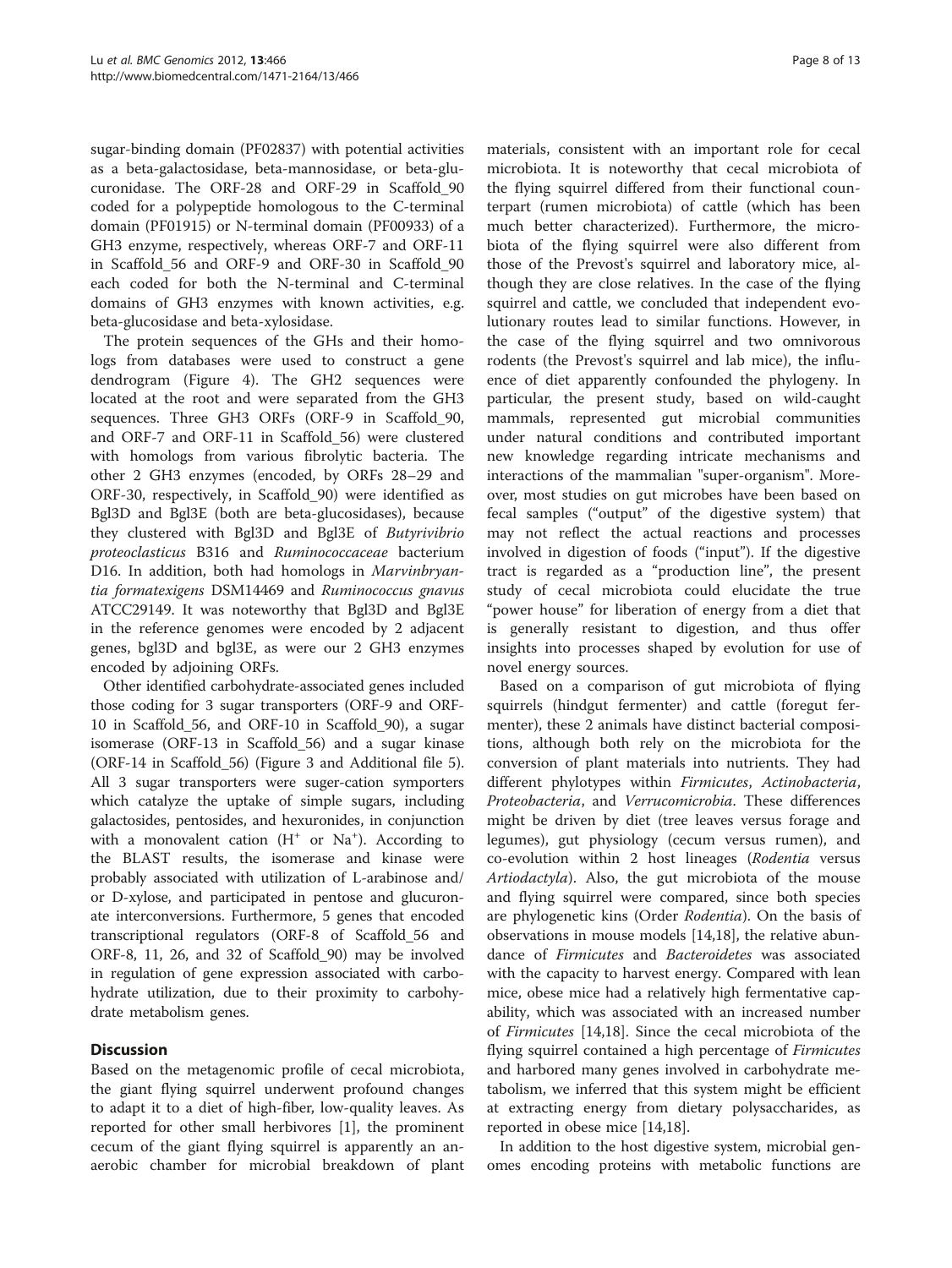sugar-binding domain (PF02837) with potential activities as a beta-galactosidase, beta-mannosidase, or beta-glucuronidase. The ORF-28 and ORF-29 in Scaffold_90 coded for a polypeptide homologous to the C-terminal domain (PF01915) or N-terminal domain (PF00933) of a GH3 enzyme, respectively, whereas ORF-7 and ORF-11 in Scaffold_56 and ORF-9 and ORF-30 in Scaffold_90 each coded for both the N-terminal and C-terminal domains of GH3 enzymes with known activities, e.g. beta-glucosidase and beta-xylosidase.

The protein sequences of the GHs and their homologs from databases were used to construct a gene dendrogram (Figure 4). The GH2 sequences were located at the root and were separated from the GH3 sequences. Three GH3 ORFs (ORF-9 in Scaffold_90, and ORF-7 and ORF-11 in Scaffold_56) were clustered with homologs from various fibrolytic bacteria. The other 2 GH3 enzymes (encoded, by ORFs 28–29 and ORF-30, respectively, in Scaffold_90) were identified as Bgl3D and Bgl3E (both are beta-glucosidases), because they clustered with Bgl3D and Bgl3E of *Butyrivibrio proteoclasticus* B316 and *Ruminococcaceae* bacterium D16. In addition, both had homologs in *Marvinbryantia formatexigens* DSM14469 and *Ruminococcus gnavus* ATCC29149. It was noteworthy that Bgl3D and Bgl3E in the reference genomes were encoded by 2 adjacent genes, bgl3D and bgl3E, as were our 2 GH3 enzymes encoded by adjoining ORFs.

Other identified carbohydrate-associated genes included those coding for 3 sugar transporters (ORF-9 and ORF-10 in Scaffold_56, and ORF-10 in Scaffold_90), a sugar isomerase (ORF-13 in Scaffold_56) and a sugar kinase (ORF-14 in Scaffold_56) (Figure 3 and Additional file 5). All 3 sugar transporters were suger-cation symporters which catalyze the uptake of simple sugars, including galactosides, pentosides, and hexuronides, in conjunction with a monovalent cation ($H^+$ or $Na^+$). According to the BLAST results, the isomerase and kinase were probably associated with utilization of L-arabinose and/or D-xylose, and participated in pentose and glucuronate interconversions. Furthermore, 5 genes that encoded transcriptional regulators (ORF-8 of Scaffold_56 and ORF-8, 11, 26, and 32 of Scaffold_90) may be involved in regulation of gene expression associated with carbohydrate utilization, due to their proximity to carbohydrate metabolism genes.

## Discussion

Based on the metagenomic profile of cecal microbiota, the giant flying squirrel underwent profound changes to adapt it to a diet of high-fiber, low-quality leaves. As reported for other small herbivores [1], the prominent cecum of the giant flying squirrel is apparently an anaerobic chamber for microbial breakdown of plant materials, consistent with an important role for cecal microbiota. It is noteworthy that cecal microbiota of the flying squirrel differed from their functional counterpart (rumen microbiota) of cattle (which has been much better characterized). Furthermore, the microbiota of the flying squirrel were also different from those of the Prevost's squirrel and laboratory mice, although they are close relatives. In the case of the flying squirrel and cattle, we concluded that independent evolutionary routes lead to similar functions. However, in the case of the flying squirrel and two omnivorous rodents (the Prevost's squirrel and lab mice), the influence of diet apparently confounded the phylogeny. In particular, the present study, based on wild-caught mammals, represented gut microbial communities under natural conditions and contributed important new knowledge regarding intricate mechanisms and interactions of the mammalian "super-organism". Moreover, most studies on gut microbes have been based on fecal samples ("output" of the digestive system) that may not reflect the actual reactions and processes involved in digestion of foods ("input"). If the digestive tract is regarded as a "production line", the present study of cecal microbiota could elucidate the true "power house" for liberation of energy from a diet that is generally resistant to digestion, and thus offer insights into processes shaped by evolution for use of novel energy sources.

Based on a comparison of gut microbiota of flying squirrels (hindgut fermenter) and cattle (foregut fermenter), these 2 animals have distinct bacterial compositions, although both rely on the microbiota for the conversion of plant materials into nutrients. They had different phylotypes within *Firmicutes*, *Actinobacteria*, *Proteobacteria*, and *Verrucomicrobia*. These differences might be driven by diet (tree leaves versus forage and legumes), gut physiology (cecum versus rumen), and co-evolution within 2 host lineages (*Rodentia* versus *Artiodactyla*). Also, the gut microbiota of the mouse and flying squirrel were compared, since both species are phylogenetic kins (Order *Rodentia*). On the basis of observations in mouse models [14,18], the relative abundance of *Firmicutes* and *Bacteroidetes* was associated with the capacity to harvest energy. Compared with lean mice, obese mice had a relatively high fermentative capability, which was associated with an increased number of *Firmicutes* [14,18]. Since the cecal microbiota of the flying squirrel contained a high percentage of *Firmicutes* and harbored many genes involved in carbohydrate metabolism, we inferred that this system might be efficient at extracting energy from dietary polysaccharides, as reported in obese mice [14,18].

In addition to the host digestive system, microbial genomes encoding proteins with metabolic functions are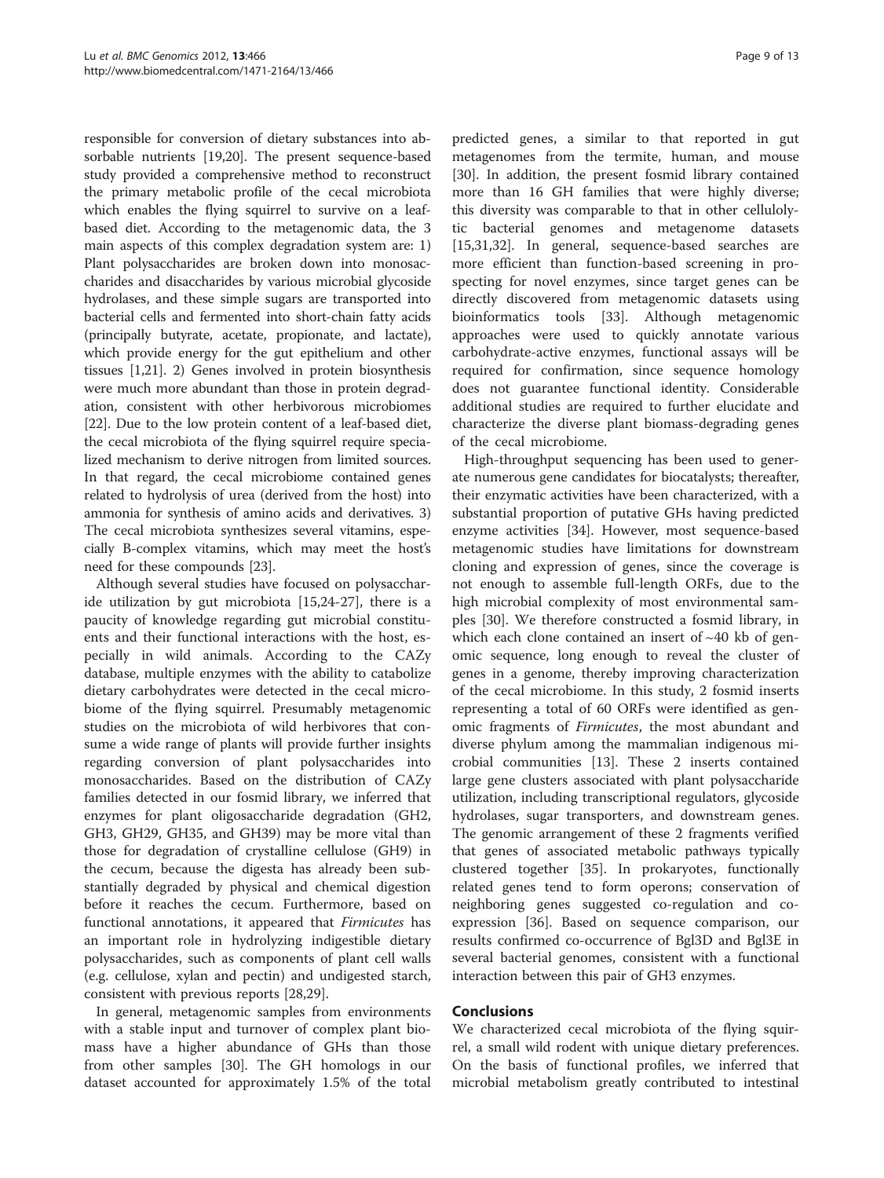responsible for conversion of dietary substances into absorbable nutrients [19,20]. The present sequence-based study provided a comprehensive method to reconstruct the primary metabolic profile of the cecal microbiota which enables the flying squirrel to survive on a leaf-based diet. According to the metagenomic data, the 3 main aspects of this complex degradation system are: 1) Plant polysaccharides are broken down into monosaccharides and disaccharides by various microbial glycoside hydrolases, and these simple sugars are transported into bacterial cells and fermented into short-chain fatty acids (principally butyrate, acetate, propionate, and lactate), which provide energy for the gut epithelium and other tissues [1,21]. 2) Genes involved in protein biosynthesis were much more abundant than those in protein degradation, consistent with other herbivorous microbiomes [22]. Due to the low protein content of a leaf-based diet, the cecal microbiota of the flying squirrel require specialized mechanism to derive nitrogen from limited sources. In that regard, the cecal microbiome contained genes related to hydrolysis of urea (derived from the host) into ammonia for synthesis of amino acids and derivatives. 3) The cecal microbiota synthesizes several vitamins, especially B-complex vitamins, which may meet the host's need for these compounds [23].

Although several studies have focused on polysaccharide utilization by gut microbiota [15,24-27], there is a paucity of knowledge regarding gut microbial constituents and their functional interactions with the host, especially in wild animals. According to the CAZy database, multiple enzymes with the ability to catabolize dietary carbohydrates were detected in the cecal microbiome of the flying squirrel. Presumably metagenomic studies on the microbiota of wild herbivores that consume a wide range of plants will provide further insights regarding conversion of plant polysaccharides into monosaccharides. Based on the distribution of CAZy families detected in our fosmid library, we inferred that enzymes for plant oligosaccharide degradation (GH2, GH3, GH29, GH35, and GH39) may be more vital than those for degradation of crystalline cellulose (GH9) in the cecum, because the digesta has already been substantially degraded by physical and chemical digestion before it reaches the cecum. Furthermore, based on functional annotations, it appeared that *Firmicutes* has an important role in hydrolyzing indigestible dietary polysaccharides, such as components of plant cell walls (e.g. cellulose, xylan and pectin) and undigested starch, consistent with previous reports [28,29].

In general, metagenomic samples from environments with a stable input and turnover of complex plant biomass have a higher abundance of GHs than those from other samples [30]. The GH homologs in our dataset accounted for approximately 1.5% of the total predicted genes, a similar to that reported in gut metagenomes from the termite, human, and mouse [30]. In addition, the present fosmid library contained more than 16 GH families that were highly diverse; this diversity was comparable to that in other cellulolytic bacterial genomes and metagenome datasets [15,31,32]. In general, sequence-based searches are more efficient than function-based screening in prospecting for novel enzymes, since target genes can be directly discovered from metagenomic datasets using bioinformatics tools [33]. Although metagenomic approaches were used to quickly annotate various carbohydrate-active enzymes, functional assays will be required for confirmation, since sequence homology does not guarantee functional identity. Considerable additional studies are required to further elucidate and characterize the diverse plant biomass-degrading genes of the cecal microbiome.

High-throughput sequencing has been used to generate numerous gene candidates for biocatalysts; thereafter, their enzymatic activities have been characterized, with a substantial proportion of putative GHs having predicted enzyme activities [34]. However, most sequence-based metagenomic studies have limitations for downstream cloning and expression of genes, since the coverage is not enough to assemble full-length ORFs, due to the high microbial complexity of most environmental samples [30]. We therefore constructed a fosmid library, in which each clone contained an insert of ~40 kb of genomic sequence, long enough to reveal the cluster of genes in a genome, thereby improving characterization of the cecal microbiome. In this study, 2 fosmid inserts representing a total of 60 ORFs were identified as genomic fragments of *Firmicutes*, the most abundant and diverse phylum among the mammalian indigenous microbial communities [13]. These 2 inserts contained large gene clusters associated with plant polysaccharide utilization, including transcriptional regulators, glycoside hydrolases, sugar transporters, and downstream genes. The genomic arrangement of these 2 fragments verified that genes of associated metabolic pathways typically clustered together [35]. In prokaryotes, functionally related genes tend to form operons; conservation of neighboring genes suggested co-regulation and co-expression [36]. Based on sequence comparison, our results confirmed co-occurrence of Bgl3D and Bgl3E in several bacterial genomes, consistent with a functional interaction between this pair of GH3 enzymes.

## Conclusions

We characterized cecal microbiota of the flying squirrel, a small wild rodent with unique dietary preferences. On the basis of functional profiles, we inferred that microbial metabolism greatly contributed to intestinal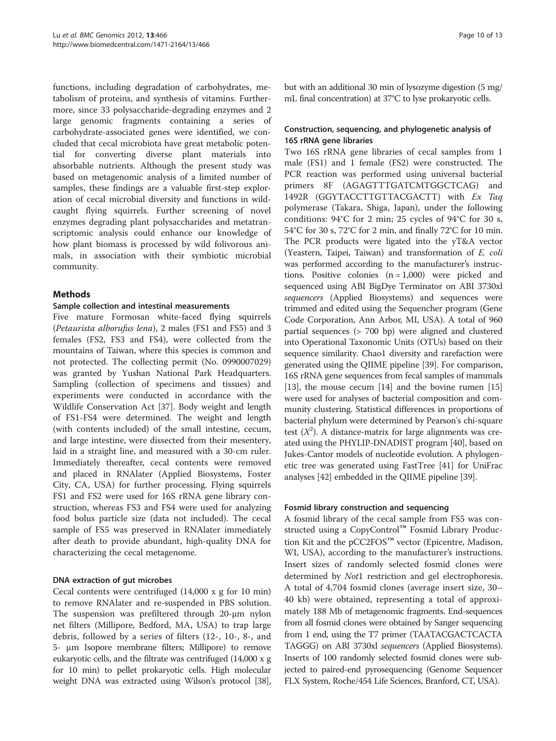functions, including degradation of carbohydrates, metabolism of proteins, and synthesis of vitamins. Furthermore, since 33 polysaccharide-degrading enzymes and 2 large genomic fragments containing a series of carbohydrate-associated genes were identified, we concluded that cecal microbiota have great metabolic potential for converting diverse plant materials into absorbable nutrients. Although the present study was based on metagenomic analysis of a limited number of samples, these findings are a valuable first-step exploration of cecal microbial diversity and functions in wild-caught flying squirrels. Further screening of novel enzymes degrading plant polysaccharides and metatranscriptomic analysis could enhance our knowledge of how plant biomass is processed by wild folivorous animals, in association with their symbiotic microbial community.

## Methods

### Sample collection and intestinal measurements

Five mature Formosan white-faced flying squirrels (*Petaurista alborufus lena*), 2 males (FS1 and FS5) and 3 females (FS2, FS3 and FS4), were collected from the mountains of Taiwan, where this species is common and not protected. The collecting permit (No. 0990007029) was granted by Yushan National Park Headquarters. Sampling (collection of specimens and tissues) and experiments were conducted in accordance with the Wildlife Conservation Act [37]. Body weight and length of FS1-FS4 were determined. The weight and length (with contents included) of the small intestine, cecum, and large intestine, were dissected from their mesentery, laid in a straight line, and measured with a 30-cm ruler. Immediately thereafter, cecal contents were removed and placed in RNAlater (Applied Biosystems, Foster City, CA, USA) for further processing. Flying squirrels FS1 and FS2 were used for 16S rRNA gene library construction, whereas FS3 and FS4 were used for analyzing food bolus particle size (data not included). The cecal sample of FS5 was preserved in RNAlater immediately after death to provide abundant, high-quality DNA for characterizing the cecal metagenome.

### DNA extraction of gut microbes

Cecal contents were centrifuged (14,000 x g for 10 min) to remove RNAlater and re-suspended in PBS solution. The suspension was prefiltered through 20-μm nylon net filters (Millipore, Bedford, MA, USA) to trap large debris, followed by a series of filters (12-, 10-, 8-, and 5- μm Isopore membrane filters; Millipore) to remove eukaryotic cells, and the filtrate was centrifuged (14,000 x g for 10 min) to pellet prokaryotic cells. High molecular weight DNA was extracted using Wilson's protocol [38], but with an additional 30 min of lysozyme digestion (5 mg/mL final concentration) at 37°C to lyse prokaryotic cells.

### Construction, sequencing, and phylogenetic analysis of 16S rRNA gene libraries

Two 16S rRNA gene libraries of cecal samples from 1 male (FS1) and 1 female (FS2) were constructed. The PCR reaction was performed using universal bacterial primers 8F (AGAGTTTGATCMTGGCTCAG) and 1492R (GGYTACCTTGTTACGACTT) with *Ex Taq* polymerase (Takara, Shiga, Japan), under the following conditions: 94°C for 2 min; 25 cycles of 94°C for 30 s, 54°C for 30 s, 72°C for 2 min, and finally 72°C for 10 min. The PCR products were ligated into the yT&A vector (Yeastern, Taipei, Taiwan) and transformation of *E. coli* was performed according to the manufacturer's instructions. Positive colonies (n = 1,000) were picked and sequenced using ABI BigDye Terminator on ABI 3730xl *sequencers* (Applied Biosystems) and sequences were trimmed and edited using the Sequencher program (Gene Code Corporation, Ann Arbor, MI, USA). A total of 960 partial sequences (> 700 bp) were aligned and clustered into Operational Taxonomic Units (OTUs) based on their sequence similarity. Chao1 diversity and rarefaction were generated using the QIIME pipeline [39]. For comparison, 16S rRNA gene sequences from fecal samples of mammals [13], the mouse cecum [14] and the bovine rumen [15] were used for analyses of bacterial composition and community clustering. Statistical differences in proportions of bacterial phylum were determined by Pearson's chi-square test ($X^2$). A distance-matrix for large alignments was created using the PHYLIP-DNADIST program [40], based on Jukes-Cantor models of nucleotide evolution. A phylogenetic tree was generated using FastTree [41] for UniFrac analyses [42] embedded in the QIIME pipeline [39].

### Fosmid library construction and sequencing

A fosmid library of the cecal sample from FS5 was constructed using a CopyControl™ Fosmid Library Production Kit and the pCC2FOS™ vector (Epicentre, Madison, WI, USA), according to the manufacturer's instructions. Insert sizes of randomly selected fosmid clones were determined by *Not*1 restriction and gel electrophoresis. A total of 4,704 fosmid clones (average insert size, 30–40 kb) were obtained, representing a total of approximately 188 Mb of metagenomic fragments. End-sequences from all fosmid clones were obtained by Sanger sequencing from 1 end, using the T7 primer (TAATACGACTCACTATAGGG) on ABI 3730xl *sequencers* (Applied Biosystems). Inserts of 100 randomly selected fosmid clones were subjected to paired-end pyrosequencing (Genome Sequencer FLX System, Roche/454 Life Sciences, Branford, CT, USA).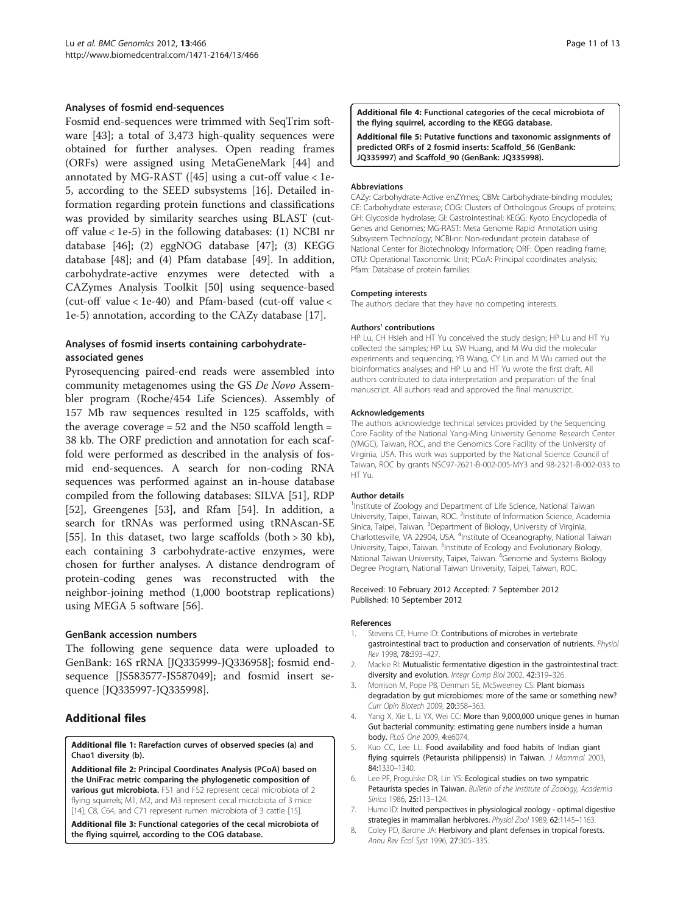### Analyses of fosmid end-sequences

Fosmid end-sequences were trimmed with SeqTrim software [43]; a total of 3,473 high-quality sequences were obtained for further analyses. Open reading frames (ORFs) were assigned using MetaGeneMark [44] and annotated by MG-RAST ([45] using a cut-off value < 1e-5, according to the SEED subsystems [16]. Detailed information regarding protein functions and classifications was provided by similarity searches using BLAST (cut-off value < 1e-5) in the following databases: (1) NCBI nr database [46]; (2) eggNOG database [47]; (3) KEGG database [48]; and (4) Pfam database [49]. In addition, carbohydrate-active enzymes were detected with a CAZymes Analysis Toolkit [50] using sequence-based (cut-off value < 1e-40) and Pfam-based (cut-off value < 1e-5) annotation, according to the CAZy database [17].

### Analyses of fosmid inserts containing carbohydrate-associated genes

Pyrosequencing paired-end reads were assembled into community metagenomes using the GS *De Novo* Assembler program (Roche/454 Life Sciences). Assembly of 157 Mb raw sequences resulted in 125 scaffolds, with the average coverage = 52 and the N50 scaffold length = 38 kb. The ORF prediction and annotation for each scaffold were performed as described in the analysis of fosmid end-sequences. A search for non-coding RNA sequences was performed against an in-house database compiled from the following databases: SILVA [51], RDP [52], Greengenes [53], and Rfam [54]. In addition, a search for tRNAs was performed using tRNAscan-SE [55]. In this dataset, two large scaffolds (both > 30 kb), each containing 3 carbohydrate-active enzymes, were chosen for further analyses. A distance dendrogram of protein-coding genes was reconstructed with the neighbor-joining method (1,000 bootstrap replications) using MEGA 5 software [56].

### GenBank accession numbers

The following gene sequence data were uploaded to GenBank: 16S rRNA [JQ335999-JQ336958]; fosmid end-sequence [JS583577-JS587049]; and fosmid insert sequence [JQ335997-JQ335998].

## Additional files

**Additional file 1: Rarefaction curves of observed species (a) and Chao1 diversity (b).**

**Additional file 2: Principal Coordinates Analysis (PCoA) based on the UniFrac metric comparing the phylogenetic composition of various gut microbiota.** FS1 and FS2 represent cecal microbiota of 2 flying squirrels; M1, M2, and M3 represent cecal microbiota of 3 mice [14]; C8, C64, and C71 represent rumen microbiota of 3 cattle [15].

**Additional file 3: Functional categories of the cecal microbiota of the flying squirrel, according to the COG database.**

**Additional file 4: Functional categories of the cecal microbiota of the flying squirrel, according to the KEGG database.**

**Additional file 5: Putative functions and taxonomic assignments of predicted ORFs of 2 fosmid inserts: Scaffold_56 (GenBank: JQ335997) and Scaffold_90 (GenBank: JQ335998).**

#### Abbreviations

CAZy: Carbohydrate-Active enZYmes; CBM: Carbohydrate-binding modules; CE: Carbohydrate esterase; COG: Clusters of Orthologous Groups of proteins; GH: Glycoside hydrolase; GI: Gastrointestinal; KEGG: Kyoto Encyclopedia of Genes and Genomes; MG-RAST: Meta Genome Rapid Annotation using Subsystem Technology; NCBI-nr: Non-redundant protein database of National Center for Biotechnology Information; ORF: Open reading frame; OTU: Operational Taxonomic Unit; PCoA: Principal coordinates analysis; Pfam: Database of protein families.

#### Competing interests

The authors declare that they have no competing interests.

#### Authors' contributions

HP Lu, CH Hsieh and HT Yu conceived the study design; HP Lu and HT Yu collected the samples; HP Lu, SW Huang, and M Wu did the molecular experiments and sequencing; YB Wang, CY Lin and M Wu carried out the bioinformatics analyses; and HP Lu and HT Yu wrote the first draft. All authors contributed to data interpretation and preparation of the final manuscript. All authors read and approved the final manuscript.

#### Acknowledgements

The authors acknowledge technical services provided by the Sequencing Core Facility of the National Yang-Ming University Genome Research Center (YMGC), Taiwan, ROC, and the Genomics Core Facility of the University of Virginia, USA. This work was supported by the National Science Council of Taiwan, ROC by grants NSC97-2621-B-002-005-MY3 and 98-2321-B-002-033 to HT Yu.

#### Author details

[1]Institute of Zoology and Department of Life Science, National Taiwan University, Taipei, Taiwan, ROC. [2]Institute of Information Science, Academia Sinica, Taipei, Taiwan. [3]Department of Biology, University of Virginia, Charlottesville, VA 22904, USA. [4]Institute of Oceanography, National Taiwan University, Taipei, Taiwan. [5]Institute of Ecology and Evolutionary Biology, National Taiwan University, Taipei, Taiwan. [6]Genome and Systems Biology Degree Program, National Taiwan University, Taipei, Taiwan, ROC.

Received: 10 February 2012 Accepted: 7 September 2012
Published: 10 September 2012

#### References

1. Stevens CE, Hume ID: Contributions of microbes in vertebrate gastrointestinal tract to production and conservation of nutrients. *Physiol Rev* 1998, **78:**393–427.
2. Mackie RI: Mutualistic fermentative digestion in the gastrointestinal tract: diversity and evolution. *Integr Comp Biol* 2002, **42:**319–326.
3. Morrison M, Pope PB, Denman SE, McSweeney CS: Plant biomass degradation by gut microbiomes: more of the same or something new? *Curr Opin Biotech* 2009, **20:**358–363.
4. Yang X, Xie L, Li YX, Wei CC: More than 9,000,000 unique genes in human Gut bacterial community: estimating gene numbers inside a human body. *PLoS One* 2009, **4:**e6074.
5. Kuo CC, Lee LL: Food availability and food habits of Indian giant flying squirrels (Petaurista philippensis) in Taiwan. *J Mammal* 2003, **84:**1330–1340.
6. Lee PF, Progulske DR, Lin YS: Ecological studies on two sympatric Petaurista species in Taiwan. *Bulletin of the Institute of Zoology, Academia Sinica* 1986, **25:**113–124.
7. Hume ID: Invited perspectives in physiological zoology - optimal digestive strategies in mammalian herbivores. *Physiol Zool* 1989, **62:**1145–1163.
8. Coley PD, Barone JA: Herbivory and plant defenses in tropical forests. *Annu Rev Ecol Syst* 1996, **27:**305–335.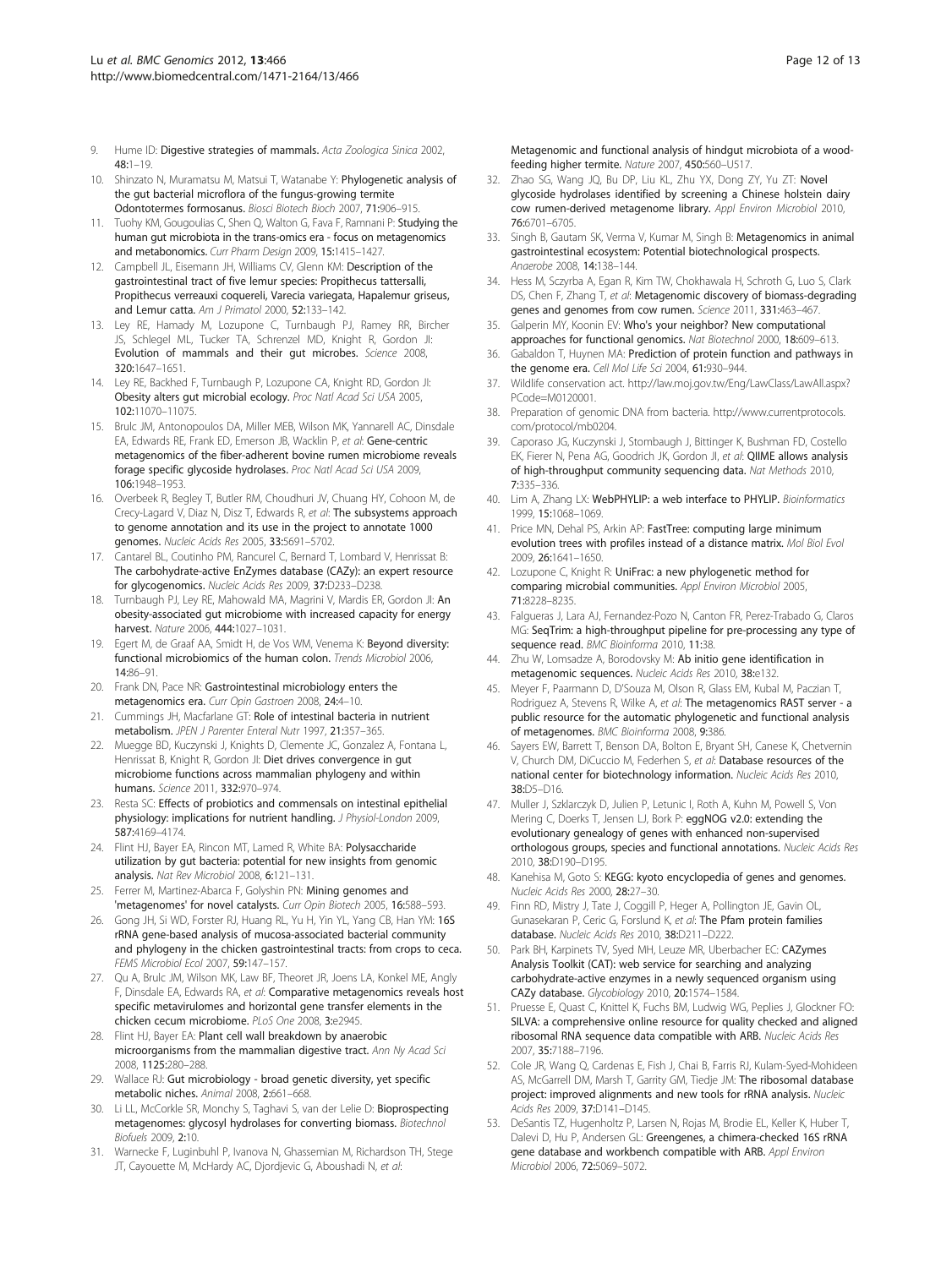9. Hume ID: Digestive strategies of mammals. *Acta Zoologica Sinica* 2002, 48:1–19.
10. Shinzato N, Muramatsu M, Matsui T, Watanabe Y: Phylogenetic analysis of the gut bacterial microflora of the fungus-growing termite Odontotermes formosanus. *Biosci Biotech Bioch* 2007, 71:906–915.
11. Tuohy KM, Gougoulias C, Shen Q, Walton G, Fava F, Ramnani P: Studying the human gut microbiota in the trans-omics era - focus on metagenomics and metabonomics. *Curr Pharm Design* 2009, 15:1415–1427.
12. Campbell JL, Eisemann JH, Williams CV, Glenn KM: Description of the gastrointestinal tract of five lemur species: Propithecus tattersalli, Propithecus verreauxi coquereli, Varecia variegata, Hapalemur griseus, and Lemur catta. *Am J Primatol* 2000, 52:133–142.
13. Ley RE, Hamady M, Lozupone C, Turnbaugh PJ, Ramey RR, Bircher JS, Schlegel ML, Tucker TA, Schrenzel MD, Knight R, Gordon JI: Evolution of mammals and their gut microbes. *Science* 2008, 320:1647–1651.
14. Ley RE, Backhed F, Turnbaugh P, Lozupone CA, Knight RD, Gordon JI: Obesity alters gut microbial ecology. *Proc Natl Acad Sci USA* 2005, 102:11070–11075.
15. Brulc JM, Antonopoulos DA, Miller MEB, Wilson MK, Yannarell AC, Dinsdale EA, Edwards RE, Frank ED, Emerson JB, Wacklin P, *et al*: Gene-centric metagenomics of the fiber-adherent bovine rumen microbiome reveals forage specific glycoside hydrolases. *Proc Natl Acad Sci USA* 2009, 106:1948–1953.
16. Overbeek R, Begley T, Butler RM, Choudhuri JV, Chuang HY, Cohoon M, de Crecy-Lagard V, Diaz N, Disz T, Edwards R, *et al*: The subsystems approach to genome annotation and its use in the project to annotate 1000 genomes. *Nucleic Acids Res* 2005, 33:5691–5702.
17. Cantarel BL, Coutinho PM, Rancurel C, Bernard T, Lombard V, Henrissat B: The carbohydrate-active EnZymes database (CAZy): an expert resource for glycogenomics. *Nucleic Acids Res* 2009, 37:D233–D238.
18. Turnbaugh PJ, Ley RE, Mahowald MA, Magrini V, Mardis ER, Gordon JI: An obesity-associated gut microbiome with increased capacity for energy harvest. *Nature* 2006, 444:1027–1031.
19. Egert M, de Graaf AA, Smidt H, de Vos WM, Venema K: Beyond diversity: functional microbiomics of the human colon. *Trends Microbiol* 2006, 14:86–91.
20. Frank DN, Pace NR: Gastrointestinal microbiology enters the metagenomics era. *Curr Opin Gastroen* 2008, 24:4–10.
21. Cummings JH, Macfarlane GT: Role of intestinal bacteria in nutrient metabolism. *JPEN J Parenter Enteral Nutr* 1997, 21:357–365.
22. Muegge BD, Kuczynski J, Knights D, Clemente JC, Gonzalez A, Fontana L, Henrissat B, Knight R, Gordon JI: Diet drives convergence in gut microbiome functions across mammalian phylogeny and within humans. *Science* 2011, 332:970–974.
23. Resta SC: Effects of probiotics and commensals on intestinal epithelial physiology: implications for nutrient handling. *J Physiol-London* 2009, 587:4169–4174.
24. Flint HJ, Bayer EA, Rincon MT, Lamed R, White BA: Polysaccharide utilization by gut bacteria: potential for new insights from genomic analysis. *Nat Rev Microbiol* 2008, 6:121–131.
25. Ferrer M, Martinez-Abarca F, Golyshin PN: Mining genomes and 'metagenomes' for novel catalysts. *Curr Opin Biotech* 2005, 16:588–593.
26. Gong JH, Si WD, Forster RJ, Huang RL, Yu H, Yin YL, Yang CB, Han YM: 16S rRNA gene-based analysis of mucosa-associated bacterial community and phylogeny in the chicken gastrointestinal tracts: from crops to ceca. *FEMS Microbiol Ecol* 2007, 59:147–157.
27. Qu A, Brulc JM, Wilson MK, Law BF, Theoret JR, Joens LA, Konkel ME, Angly F, Dinsdale EA, Edwards RA, *et al*: Comparative metagenomics reveals host specific metavirulomes and horizontal gene transfer elements in the chicken cecum microbiome. *PLoS One* 2008, 3:e2945.
28. Flint HJ, Bayer EA: Plant cell wall breakdown by anaerobic microorganisms from the mammalian digestive tract. *Ann Ny Acad Sci* 2008, 1125:280–288.
29. Wallace RJ: Gut microbiology - broad genetic diversity, yet specific metabolic niches. *Animal* 2008, 2:661–668.
30. Li LL, McCorkle SR, Monchy S, Taghavi S, van der Lelie D: Bioprospecting metagenomes: glycosyl hydrolases for converting biomass. *Biotechnol Biofuels* 2009, 2:10.
31. Warnecke F, Luginbuhl P, Ivanova N, Ghassemian M, Richardson TH, Stege JT, Cayouette M, McHardy AC, Djordjevic G, Aboushadi N, *et al*: Metagenomic and functional analysis of hindgut microbiota of a wood-feeding higher termite. *Nature* 2007, 450:560–U517.
32. Zhao SG, Wang JQ, Bu DP, Liu KL, Zhu YX, Dong ZY, Yu ZT: Novel glycoside hydrolases identified by screening a Chinese holstein dairy cow rumen-derived metagenome library. *Appl Environ Microbiol* 2010, 76:6701–6705.
33. Singh B, Gautam SK, Verma V, Kumar M, Singh B: Metagenomics in animal gastrointestinal ecosystem: Potential biotechnological prospects. *Anaerobe* 2008, 14:138–144.
34. Hess M, Sczyrba A, Egan R, Kim TW, Chokhawala H, Schroth G, Luo S, Clark DS, Chen F, Zhang T, *et al*: Metagenomic discovery of biomass-degrading genes and genomes from cow rumen. *Science* 2011, 331:463–467.
35. Galperin MY, Koonin EV: Who's your neighbor? New computational approaches for functional genomics. *Nat Biotechnol* 2000, 18:609–613.
36. Gabaldon T, Huynen MA: Prediction of protein function and pathways in the genome era. *Cell Mol Life Sci* 2004, 61:930–944.
37. Wildlife conservation act. http://law.moj.gov.tw/Eng/LawClass/LawAll.aspx?PCode=M0120001.
38. Preparation of genomic DNA from bacteria. http://www.currentprotocols.com/protocol/mb0204.
39. Caporaso JG, Kuczynski J, Stombaugh J, Bittinger K, Bushman FD, Costello EK, Fierer N, Pena AG, Goodrich JK, Gordon JI, *et al*: QIIME allows analysis of high-throughput community sequencing data. *Nat Methods* 2010, 7:335–336.
40. Lim A, Zhang LX: WebPHYLIP: a web interface to PHYLIP. *Bioinformatics* 1999, 15:1068–1069.
41. Price MN, Dehal PS, Arkin AP: FastTree: computing large minimum evolution trees with profiles instead of a distance matrix. *Mol Biol Evol* 2009, 26:1641–1650.
42. Lozupone C, Knight R: UniFrac: a new phylogenetic method for comparing microbial communities. *Appl Environ Microbiol* 2005, 71:8228–8235.
43. Falgueras J, Lara AJ, Fernandez-Pozo N, Canton FR, Perez-Trabado G, Claros MG: SeqTrim: a high-throughput pipeline for pre-processing any type of sequence read. *BMC Bioinforma* 2010, 11:38.
44. Zhu W, Lomsadze A, Borodovsky M: Ab initio gene identification in metagenomic sequences. *Nucleic Acids Res* 2010, 38:e132.
45. Meyer F, Paarmann D, D'Souza M, Olson R, Glass EM, Kubal M, Paczian T, Rodriguez A, Stevens R, Wilke A, *et al*: The metagenomics RAST server - a public resource for the automatic phylogenetic and functional analysis of metagenomes. *BMC Bioinforma* 2008, 9:386.
46. Sayers EW, Barrett T, Benson DA, Bolton E, Bryant SH, Canese K, Chetvernin V, Church DM, DiCuccio M, Federhen S, *et al*: Database resources of the national center for biotechnology information. *Nucleic Acids Res* 2010, 38:D5–D16.
47. Muller J, Szklarczyk D, Julien P, Letunic I, Roth A, Kuhn M, Powell S, Von Mering C, Doerks T, Jensen LJ, Bork P: eggNOG v2.0: extending the evolutionary genealogy of genes with enhanced non-supervised orthologous groups, species and functional annotations. *Nucleic Acids Res* 2010, 38:D190–D195.
48. Kanehisa M, Goto S: KEGG: kyoto encyclopedia of genes and genomes. *Nucleic Acids Res* 2000, 28:27–30.
49. Finn RD, Mistry J, Tate J, Coggill P, Heger A, Pollington JE, Gavin OL, Gunasekaran P, Ceric G, Forslund K, *et al*: The Pfam protein families database. *Nucleic Acids Res* 2010, 38:D211–D222.
50. Park BH, Karpinets TV, Syed MH, Leuze MR, Uberbacher EC: CAZymes Analysis Toolkit (CAT): web service for searching and analyzing carbohydrate-active enzymes in a newly sequenced organism using CAZy database. *Glycobiology* 2010, 20:1574–1584.
51. Pruesse E, Quast C, Knittel K, Fuchs BM, Ludwig WG, Peplies J, Glockner FO: SILVA: a comprehensive online resource for quality checked and aligned ribosomal RNA sequence data compatible with ARB. *Nucleic Acids Res* 2007, 35:7188–7196.
52. Cole JR, Wang Q, Cardenas E, Fish J, Chai B, Farris RJ, Kulam-Syed-Mohideen AS, McGarrell DM, Marsh T, Garrity GM, Tiedje JM: The ribosomal database project: improved alignments and new tools for rRNA analysis. *Nucleic Acids Res* 2009, 37:D141–D145.
53. DeSantis TZ, Hugenholtz P, Larsen N, Rojas M, Brodie EL, Keller K, Huber T, Dalevi D, Hu P, Andersen GL: Greengenes, a chimera-checked 16S rRNA gene database and workbench compatible with ARB. *Appl Environ Microbiol* 2006, 72:5069–5072.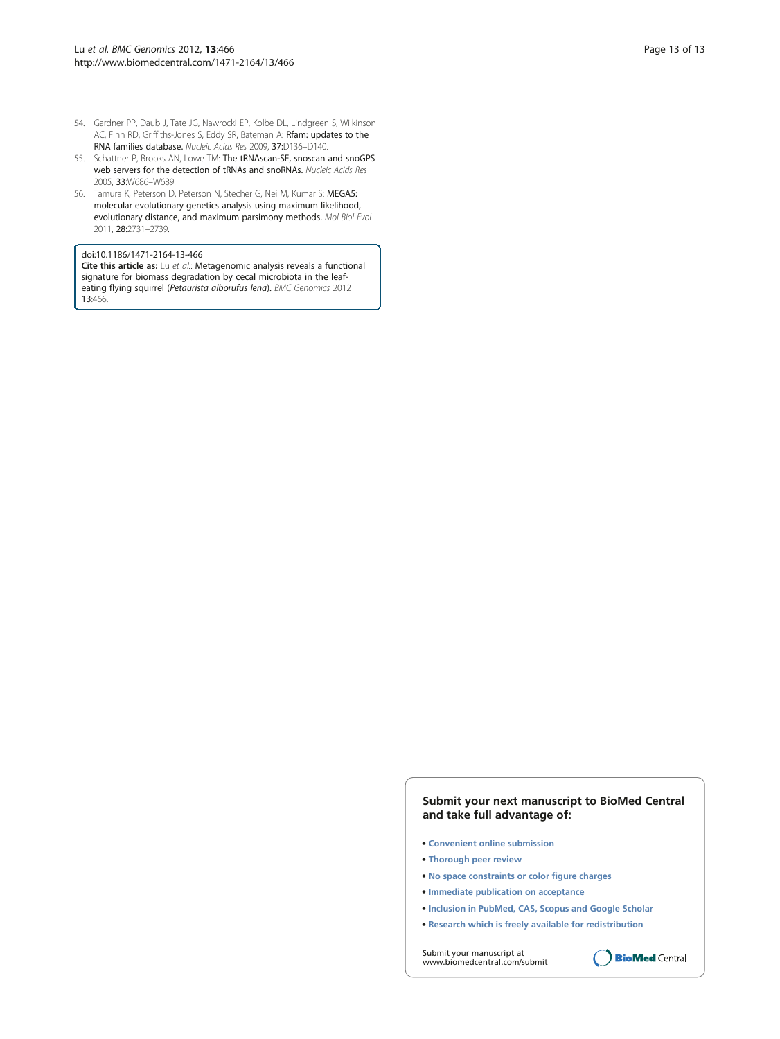54. Gardner PP, Daub J, Tate JG, Nawrocki EP, Kolbe DL, Lindgreen S, Wilkinson AC, Finn RD, Griffiths-Jones S, Eddy SR, Bateman A: **Rfam: updates to the RNA families database.** *Nucleic Acids Res* 2009, **37:**D136–D140.
55. Schattner P, Brooks AN, Lowe TM: **The tRNAscan-SE, snoscan and snoGPS web servers for the detection of tRNAs and snoRNAs.** *Nucleic Acids Res* 2005, **33:**W686–W689.
56. Tamura K, Peterson D, Peterson N, Stecher G, Nei M, Kumar S: **MEGA5: molecular evolutionary genetics analysis using maximum likelihood, evolutionary distance, and maximum parsimony methods.** *Mol Biol Evol* 2011, **28:**2731–2739.

doi:10.1186/1471-2164-13-466

**Cite this article as:** Lu *et al.*: Metagenomic analysis reveals a functional signature for biomass degradation by cecal microbiota in the leaf-eating flying squirrel (*Petaurista alborufus lena*). *BMC Genomics* 2012 13:466.

**Submit your next manuscript to BioMed Central and take full advantage of:**

- **Convenient online submission**
- **Thorough peer review**
- **No space constraints or color figure charges**
- **Immediate publication on acceptance**
- **Inclusion in PubMed, CAS, Scopus and Google Scholar**
- **Research which is freely available for redistribution**

Submit your manuscript at
www.biomedcentral.com/submit

BioMed Central